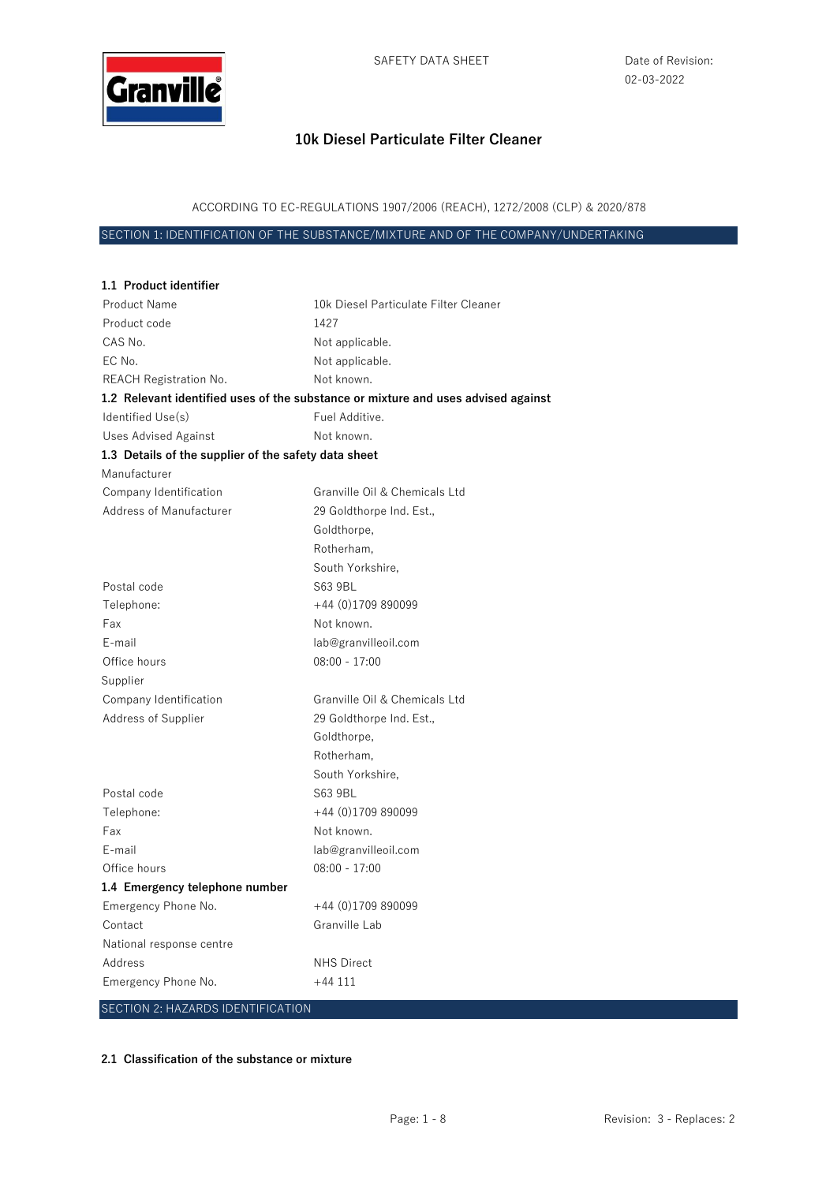SAFETY DATA SHEET

Date of Revision: 02-03-2022

# 10k Diesel Particulate Filter Cleaner

ACCORDING TO EC-REGULATIONS 1907/2006 (REACH), 1272/2008 (CLP) & 2020/878

## SECTION 1: IDENTIFICATION OF THE SUBSTANCE/MIXTURE AND OF THE COMPANY/UNDERTAKING

### 1.1 Product identifier

| | |
|---|---|
| Product Name | 10k Diesel Particulate Filter Cleaner |
| Product code | 1427 |
| CAS No. | Not applicable. |
| EC No. | Not applicable. |
| REACH Registration No. | Not known. |

### 1.2 Relevant identified uses of the substance or mixture and uses advised against

| | |
|---|---|
| Identified Use(s) | Fuel Additive. |
| Uses Advised Against | Not known. |

### 1.3 Details of the supplier of the safety data sheet

Manufacturer

| | |
|---|---|
| Company Identification | Granville Oil & Chemicals Ltd |
| Address of Manufacturer | 29 Goldthorpe Ind. Est., Goldthorpe, Rotherham, South Yorkshire, |
| Postal code | S63 9BL |
| Telephone: | +44 (0)1709 890099 |
| Fax | Not known. |
| E-mail | lab@granvilleoil.com |
| Office hours | 08:00 - 17:00 |

Supplier

| | |
|---|---|
| Company Identification | Granville Oil & Chemicals Ltd |
| Address of Supplier | 29 Goldthorpe Ind. Est., Goldthorpe, Rotherham, South Yorkshire, |
| Postal code | S63 9BL |
| Telephone: | +44 (0)1709 890099 |
| Fax | Not known. |
| E-mail | lab@granvilleoil.com |
| Office hours | 08:00 - 17:00 |

### 1.4 Emergency telephone number

| | |
|---|---|
| Emergency Phone No. | +44 (0)1709 890099 |
| Contact | Granville Lab |

National response centre

| | |
|---|---|
| Address | NHS Direct |
| Emergency Phone No. | +44 111 |

## SECTION 2: HAZARDS IDENTIFICATION

### 2.1 Classification of the substance or mixture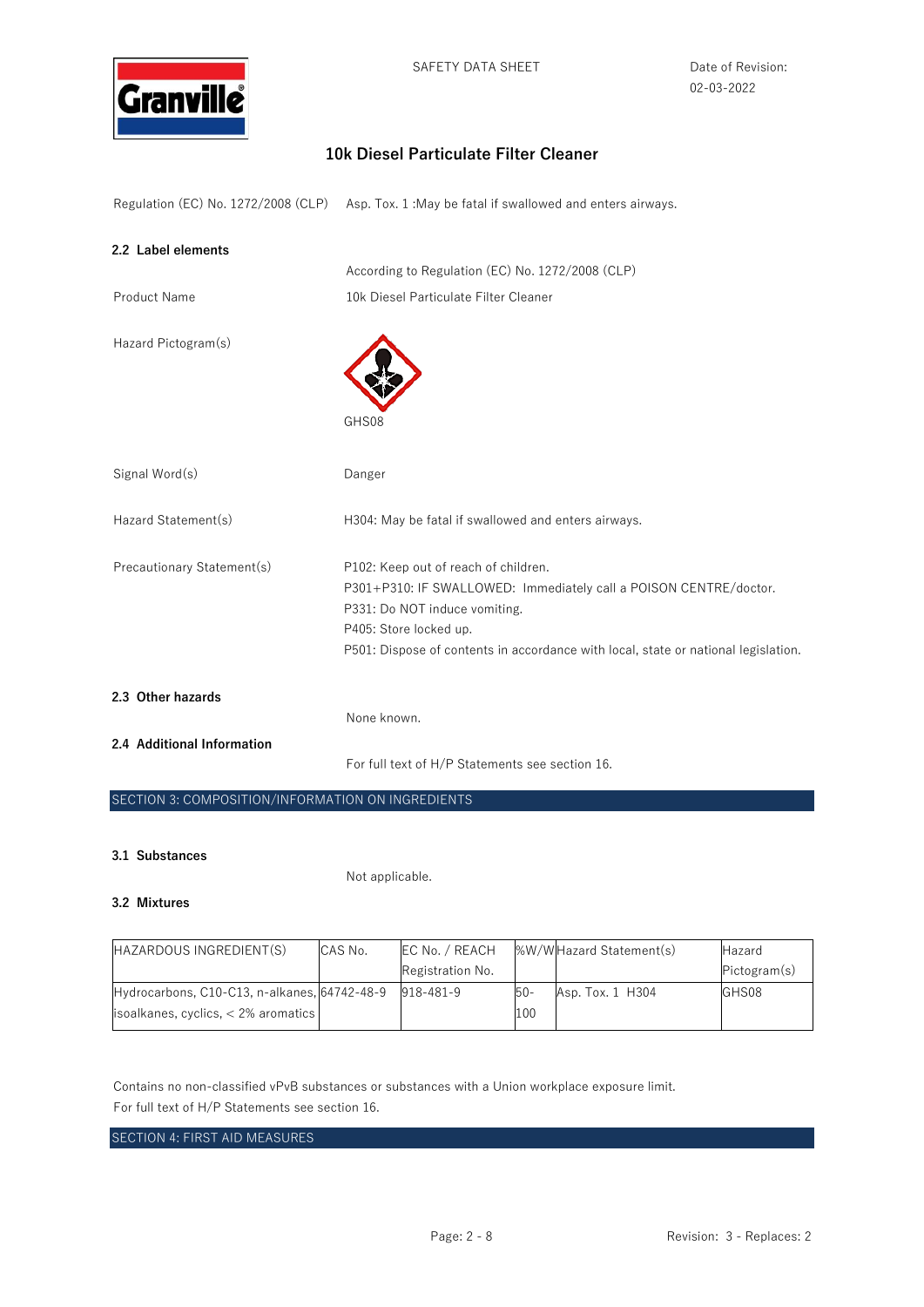| | |
|---|---|
| Regulation (EC) No. 1272/2008 (CLP) | Asp. Tox. 1 :May be fatal if swallowed and enters airways. |

### 2.2 Label elements

According to Regulation (EC) No. 1272/2008 (CLP)

| | |
|---|---|
| Product Name | 10k Diesel Particulate Filter Cleaner |
| Hazard Pictogram(s) | GHS08 |
| Signal Word(s) | Danger |
| Hazard Statement(s) | H304: May be fatal if swallowed and enters airways. |
| Precautionary Statement(s) | P102: Keep out of reach of children.<br>P301+P310: IF SWALLOWED: Immediately call a POISON CENTRE/doctor.<br>P331: Do NOT induce vomiting.<br>P405: Store locked up.<br>P501: Dispose of contents in accordance with local, state or national legislation. |

### 2.3 Other hazards

None known.

### 2.4 Additional Information

For full text of H/P Statements see section 16.

## SECTION 3: COMPOSITION/INFORMATION ON INGREDIENTS

### 3.1 Substances

Not applicable.

### 3.2 Mixtures

| HAZARDOUS INGREDIENT(S) | CAS No. | EC No. / REACH Registration No. | %W/W | Hazard Statement(s) | Hazard Pictogram(s) |
|---|---|---|---|---|---|
| Hydrocarbons, C10-C13, n-alkanes, isoalkanes, cyclics, < 2% aromatics | 64742-48-9 | 918-481-9 | 50-100 | Asp. Tox. 1 H304 | GHS08 |

Contains no non-classified vPvB substances or substances with a Union workplace exposure limit.
For full text of H/P Statements see section 16.

## SECTION 4: FIRST AID MEASURES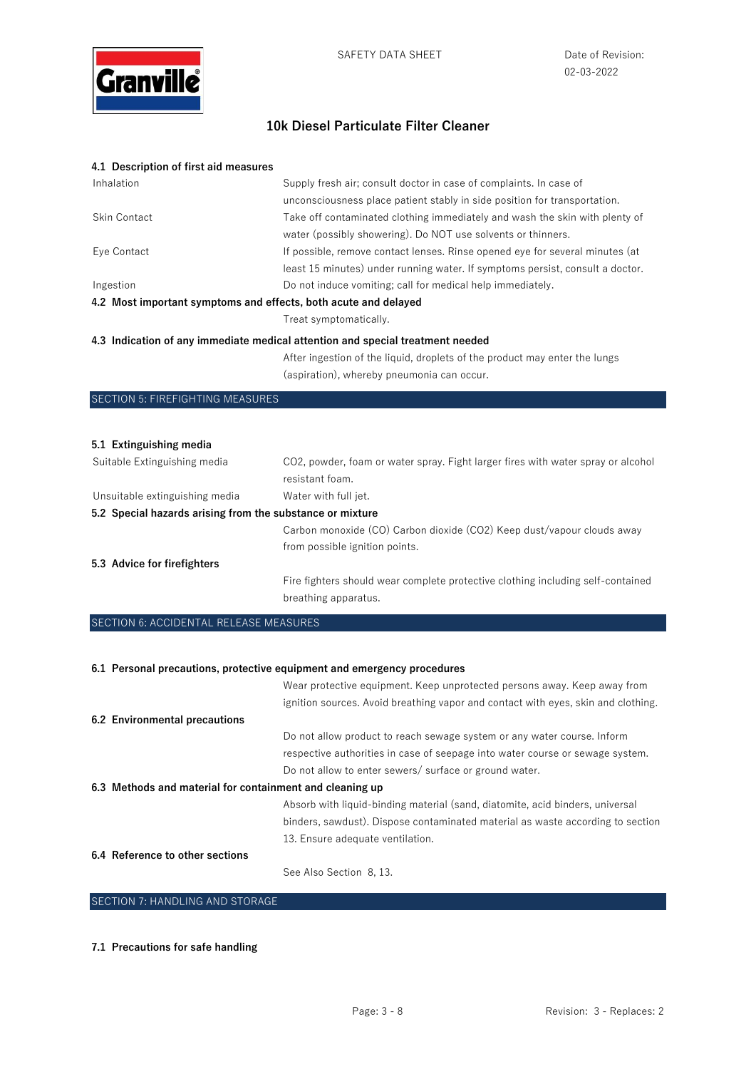### 4.1 Description of first aid measures

| | |
|---|---|
| Inhalation | Supply fresh air; consult doctor in case of complaints. In case of unconsciousness place patient stably in side position for transportation. |
| Skin Contact | Take off contaminated clothing immediately and wash the skin with plenty of water (possibly showering). Do NOT use solvents or thinners. |
| Eye Contact | If possible, remove contact lenses. Rinse opened eye for several minutes (at least 15 minutes) under running water. If symptoms persist, consult a doctor. |
| Ingestion | Do not induce vomiting; call for medical help immediately. |

### 4.2 Most important symptoms and effects, both acute and delayed

Treat symptomatically.

### 4.3 Indication of any immediate medical attention and special treatment needed

After ingestion of the liquid, droplets of the product may enter the lungs (aspiration), whereby pneumonia can occur.

## SECTION 5: FIREFIGHTING MEASURES

### 5.1 Extinguishing media

| | |
|---|---|
| Suitable Extinguishing media | $CO_2$, powder, foam or water spray. Fight larger fires with water spray or alcohol resistant foam. |
| Unsuitable extinguishing media | Water with full jet. |

### 5.2 Special hazards arising from the substance or mixture

Carbon monoxide (CO) Carbon dioxide ($CO_2$) Keep dust/vapour clouds away from possible ignition points.

### 5.3 Advice for firefighters

Fire fighters should wear complete protective clothing including self-contained breathing apparatus.

## SECTION 6: ACCIDENTAL RELEASE MEASURES

### 6.1 Personal precautions, protective equipment and emergency procedures

Wear protective equipment. Keep unprotected persons away. Keep away from ignition sources. Avoid breathing vapor and contact with eyes, skin and clothing.

### 6.2 Environmental precautions

Do not allow product to reach sewage system or any water course. Inform respective authorities in case of seepage into water course or sewage system. Do not allow to enter sewers/ surface or ground water.

### 6.3 Methods and material for containment and cleaning up

Absorb with liquid-binding material (sand, diatomite, acid binders, universal binders, sawdust). Dispose contaminated material as waste according to section 13. Ensure adequate ventilation.

### 6.4 Reference to other sections

See Also Section 8, 13.

## SECTION 7: HANDLING AND STORAGE

### 7.1 Precautions for safe handling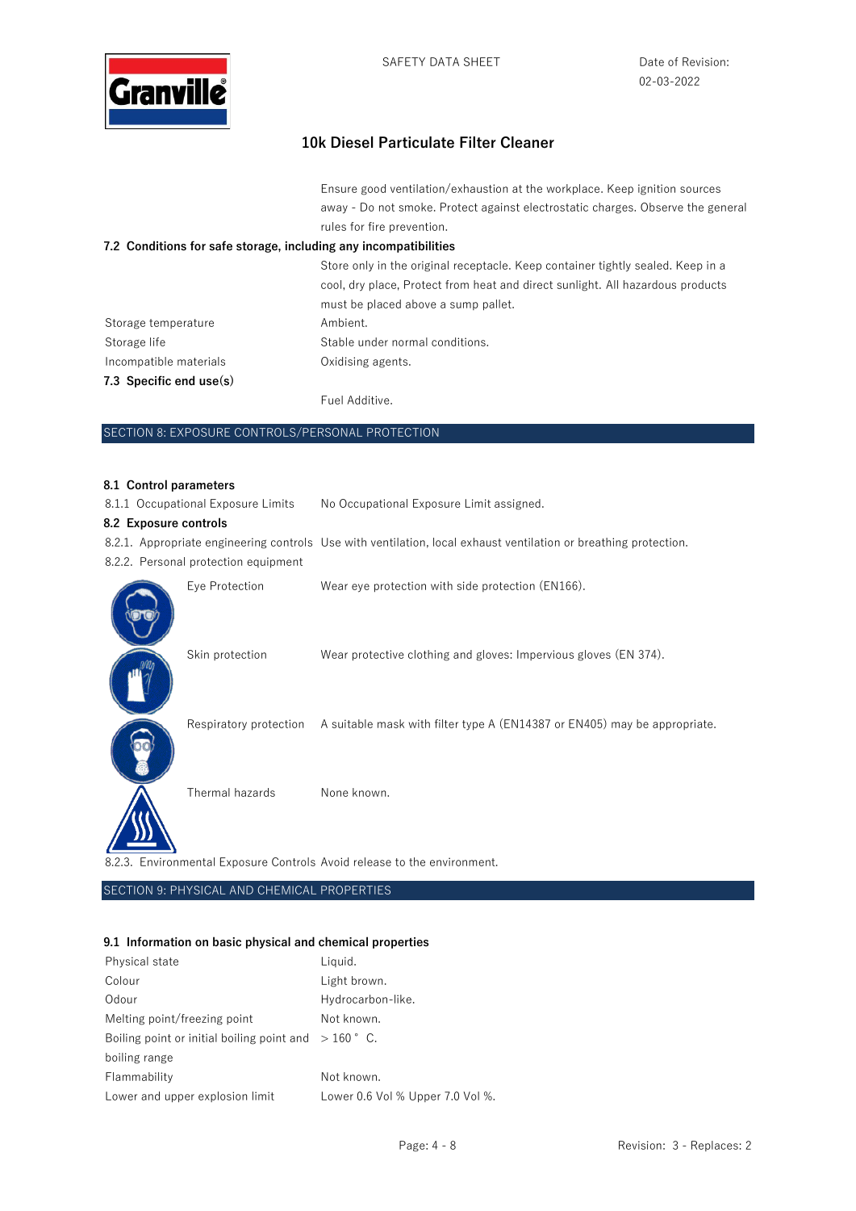Ensure good ventilation/exhaustion at the workplace. Keep ignition sources away - Do not smoke. Protect against electrostatic charges. Observe the general rules for fire prevention.

**7.2 Conditions for safe storage, including any incompatibilities**

Store only in the original receptacle. Keep container tightly sealed. Keep in a cool, dry place, Protect from heat and direct sunlight. All hazardous products must be placed above a sump pallet.

| | |
|---|---|
| Storage temperature | Ambient. |
| Storage life | Stable under normal conditions. |
| Incompatible materials | Oxidising agents. |

**7.3 Specific end use(s)**

Fuel Additive.

## SECTION 8: EXPOSURE CONTROLS/PERSONAL PROTECTION

**8.1 Control parameters**

8.1.1 Occupational Exposure Limits — No Occupational Exposure Limit assigned.

**8.2 Exposure controls**

8.2.1. Appropriate engineering controls — Use with ventilation, local exhaust ventilation or breathing protection.

8.2.2. Personal protection equipment

| | |
|---|---|
| Eye Protection | Wear eye protection with side protection (EN166). |
| Skin protection | Wear protective clothing and gloves: Impervious gloves (EN 374). |
| Respiratory protection | A suitable mask with filter type A (EN14387 or EN405) may be appropriate. |
| Thermal hazards | None known. |

8.2.3. Environmental Exposure Controls — Avoid release to the environment.

## SECTION 9: PHYSICAL AND CHEMICAL PROPERTIES

**9.1 Information on basic physical and chemical properties**

| | |
|---|---|
| Physical state | Liquid. |
| Colour | Light brown. |
| Odour | Hydrocarbon-like. |
| Melting point/freezing point | Not known. |
| Boiling point or initial boiling point and boiling range | > 160 ° C. |
| Flammability | Not known. |
| Lower and upper explosion limit | Lower 0.6 Vol % Upper 7.0 Vol %. |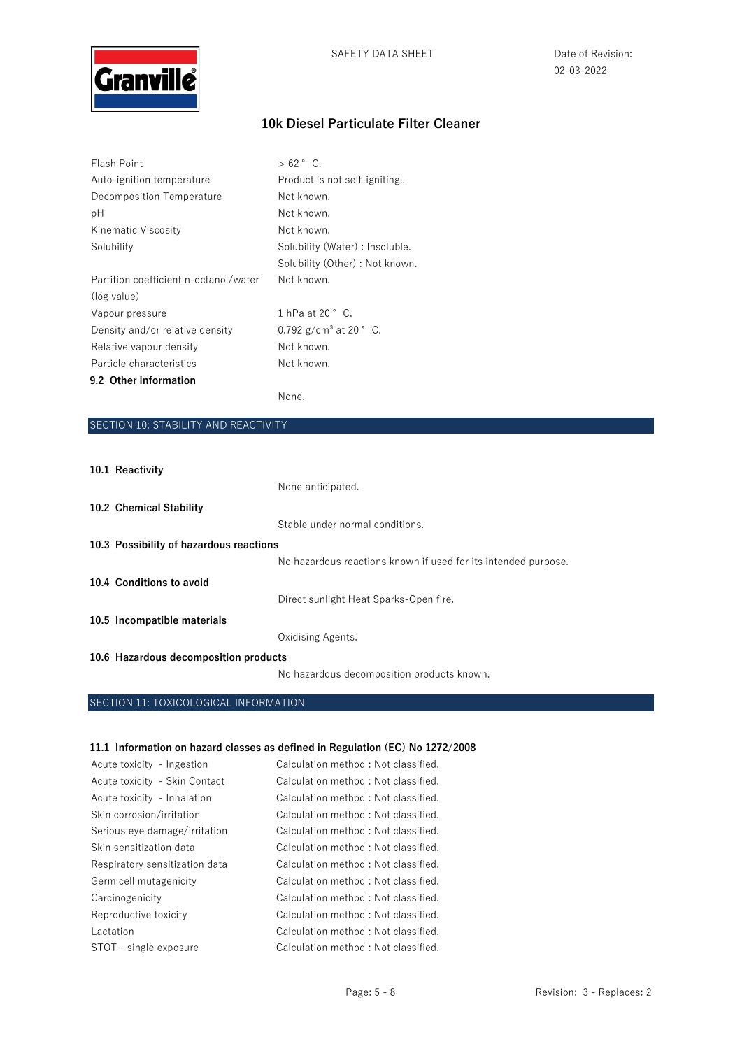# 10k Diesel Particulate Filter Cleaner

| | |
|---|---|
| Flash Point | > 62 ° C. |
| Auto-ignition temperature | Product is not self-igniting.. |
| Decomposition Temperature | Not known. |
| pH | Not known. |
| Kinematic Viscosity | Not known. |
| Solubility | Solubility (Water) : Insoluble.<br>Solubility (Other) : Not known. |
| Partition coefficient n-octanol/water (log value) | Not known. |
| Vapour pressure | 1 hPa at 20 ° C. |
| Density and/or relative density | 0.792 g/cm³ at 20 ° C. |
| Relative vapour density | Not known. |
| Particle characteristics | Not known. |

**9.2 Other information**

None.

## SECTION 10: STABILITY AND REACTIVITY

**10.1 Reactivity**

None anticipated.

**10.2 Chemical Stability**

Stable under normal conditions.

**10.3 Possibility of hazardous reactions**

No hazardous reactions known if used for its intended purpose.

**10.4 Conditions to avoid**

Direct sunlight Heat Sparks-Open fire.

**10.5 Incompatible materials**

Oxidising Agents.

**10.6 Hazardous decomposition products**

No hazardous decomposition products known.

## SECTION 11: TOXICOLOGICAL INFORMATION

**11.1 Information on hazard classes as defined in Regulation (EC) No 1272/2008**

| | |
|---|---|
| Acute toxicity - Ingestion | Calculation method : Not classified. |
| Acute toxicity - Skin Contact | Calculation method : Not classified. |
| Acute toxicity - Inhalation | Calculation method : Not classified. |
| Skin corrosion/irritation | Calculation method : Not classified. |
| Serious eye damage/irritation | Calculation method : Not classified. |
| Skin sensitization data | Calculation method : Not classified. |
| Respiratory sensitization data | Calculation method : Not classified. |
| Germ cell mutagenicity | Calculation method : Not classified. |
| Carcinogenicity | Calculation method : Not classified. |
| Reproductive toxicity | Calculation method : Not classified. |
| Lactation | Calculation method : Not classified. |
| STOT - single exposure | Calculation method : Not classified. |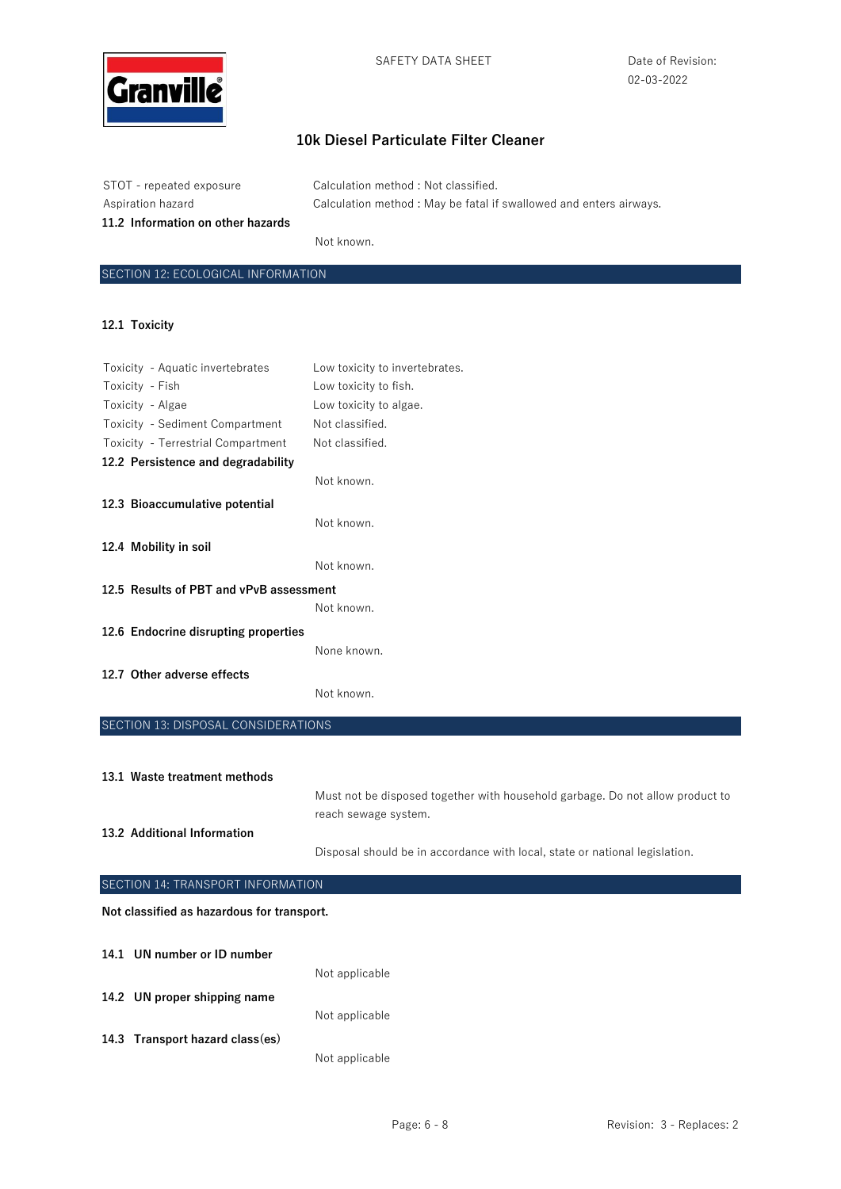| | |
|---|---|
| STOT - repeated exposure | Calculation method : Not classified. |
| Aspiration hazard | Calculation method : May be fatal if swallowed and enters airways. |

**11.2 Information on other hazards**

Not known.

## SECTION 12: ECOLOGICAL INFORMATION

**12.1 Toxicity**

| | |
|---|---|
| Toxicity - Aquatic invertebrates | Low toxicity to invertebrates. |
| Toxicity - Fish | Low toxicity to fish. |
| Toxicity - Algae | Low toxicity to algae. |
| Toxicity - Sediment Compartment | Not classified. |
| Toxicity - Terrestrial Compartment | Not classified. |

**12.2 Persistence and degradability**

Not known.

**12.3 Bioaccumulative potential**

Not known.

**12.4 Mobility in soil**

Not known.

**12.5 Results of PBT and vPvB assessment**

Not known.

**12.6 Endocrine disrupting properties**

None known.

**12.7 Other adverse effects**

Not known.

## SECTION 13: DISPOSAL CONSIDERATIONS

**13.1 Waste treatment methods**

Must not be disposed together with household garbage. Do not allow product to reach sewage system.

**13.2 Additional Information**

Disposal should be in accordance with local, state or national legislation.

## SECTION 14: TRANSPORT INFORMATION

**Not classified as hazardous for transport.**

**14.1 UN number or ID number**

Not applicable

**14.2 UN proper shipping name**

Not applicable

**14.3 Transport hazard class(es)**

Not applicable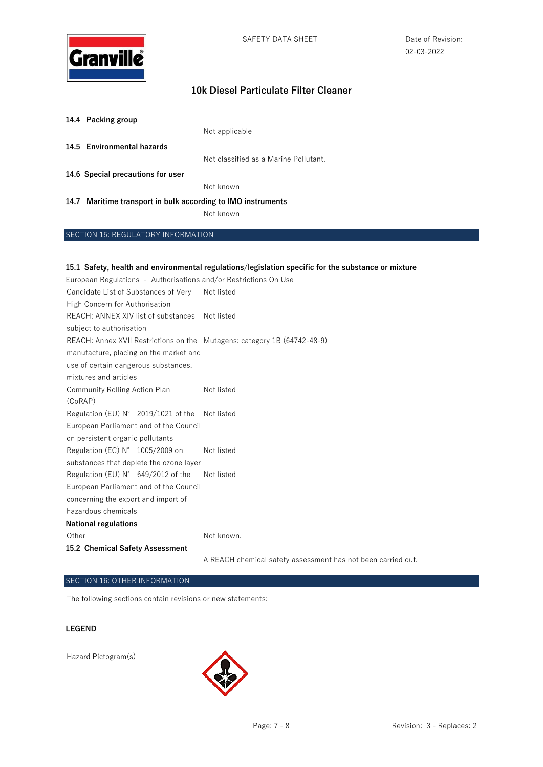**14.4 Packing group**

Not applicable

**14.5 Environmental hazards**

Not classified as a Marine Pollutant.

**14.6 Special precautions for user**

Not known

**14.7 Maritime transport in bulk according to IMO instruments**

Not known

## SECTION 15: REGULATORY INFORMATION

**15.1 Safety, health and environmental regulations/legislation specific for the substance or mixture**

European Regulations - Authorisations and/or Restrictions On Use

| | |
|---|---|
| Candidate List of Substances of Very High Concern for Authorisation | Not listed |
| REACH: ANNEX XIV list of substances subject to authorisation | Not listed |
| REACH: Annex XVII Restrictions on the manufacture, placing on the market and use of certain dangerous substances, mixtures and articles | Mutagens: category 1B (64742-48-9) |
| Community Rolling Action Plan (CoRAP) | Not listed |
| Regulation (EU) N° 2019/1021 of the European Parliament and of the Council on persistent organic pollutants | Not listed |
| Regulation (EC) N° 1005/2009 on substances that deplete the ozone layer | Not listed |
| Regulation (EU) N° 649/2012 of the European Parliament and of the Council concerning the export and import of hazardous chemicals | Not listed |

**National regulations**

| | |
|---|---|
| Other | Not known. |

**15.2 Chemical Safety Assessment**

A REACH chemical safety assessment has not been carried out.

## SECTION 16: OTHER INFORMATION

The following sections contain revisions or new statements:

**LEGEND**

Hazard Pictogram(s)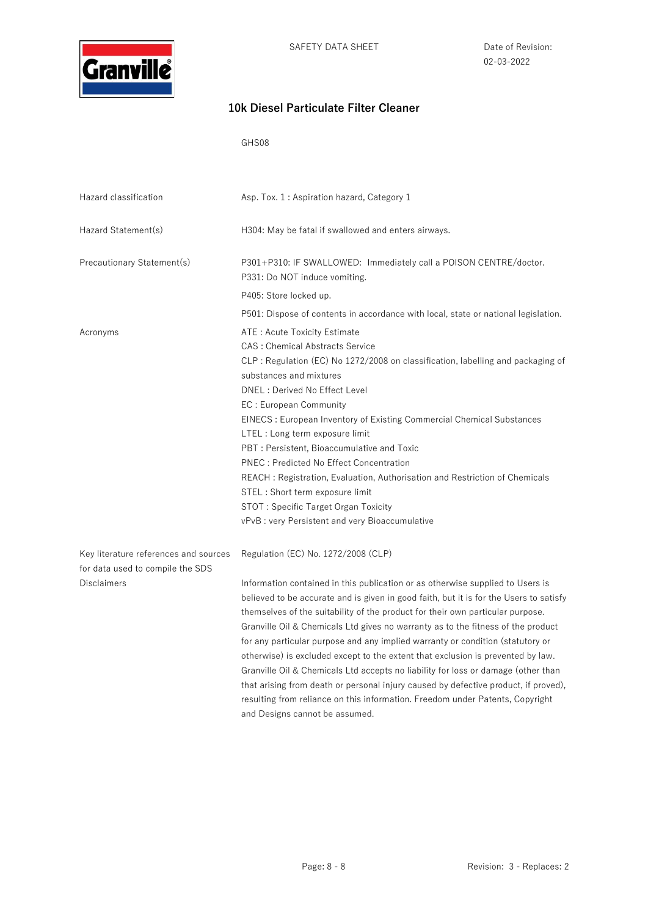# 10k Diesel Particulate Filter Cleaner

GHS08

| | |
|---|---|
| Hazard classification | Asp. Tox. 1 : Aspiration hazard, Category 1 |
| Hazard Statement(s) | H304: May be fatal if swallowed and enters airways. |
| Precautionary Statement(s) | P301+P310: IF SWALLOWED: Immediately call a POISON CENTRE/doctor.<br>P331: Do NOT induce vomiting.<br>P405: Store locked up.<br>P501: Dispose of contents in accordance with local, state or national legislation. |
| Acronyms | ATE : Acute Toxicity Estimate<br>CAS : Chemical Abstracts Service<br>CLP : Regulation (EC) No 1272/2008 on classification, labelling and packaging of substances and mixtures<br>DNEL : Derived No Effect Level<br>EC : European Community<br>EINECS : European Inventory of Existing Commercial Chemical Substances<br>LTEL : Long term exposure limit<br>PBT : Persistent, Bioaccumulative and Toxic<br>PNEC : Predicted No Effect Concentration<br>REACH : Registration, Evaluation, Authorisation and Restriction of Chemicals<br>STEL : Short term exposure limit<br>STOT : Specific Target Organ Toxicity<br>vPvB : very Persistent and very Bioaccumulative |
| Key literature references and sources for data used to compile the SDS | Regulation (EC) No. 1272/2008 (CLP) |
| Disclaimers | Information contained in this publication or as otherwise supplied to Users is believed to be accurate and is given in good faith, but it is for the Users to satisfy themselves of the suitability of the product for their own particular purpose. Granville Oil & Chemicals Ltd gives no warranty as to the fitness of the product for any particular purpose and any implied warranty or condition (statutory or otherwise) is excluded except to the extent that exclusion is prevented by law. Granville Oil & Chemicals Ltd accepts no liability for loss or damage (other than that arising from death or personal injury caused by defective product, if proved), resulting from reliance on this information. Freedom under Patents, Copyright and Designs cannot be assumed. |